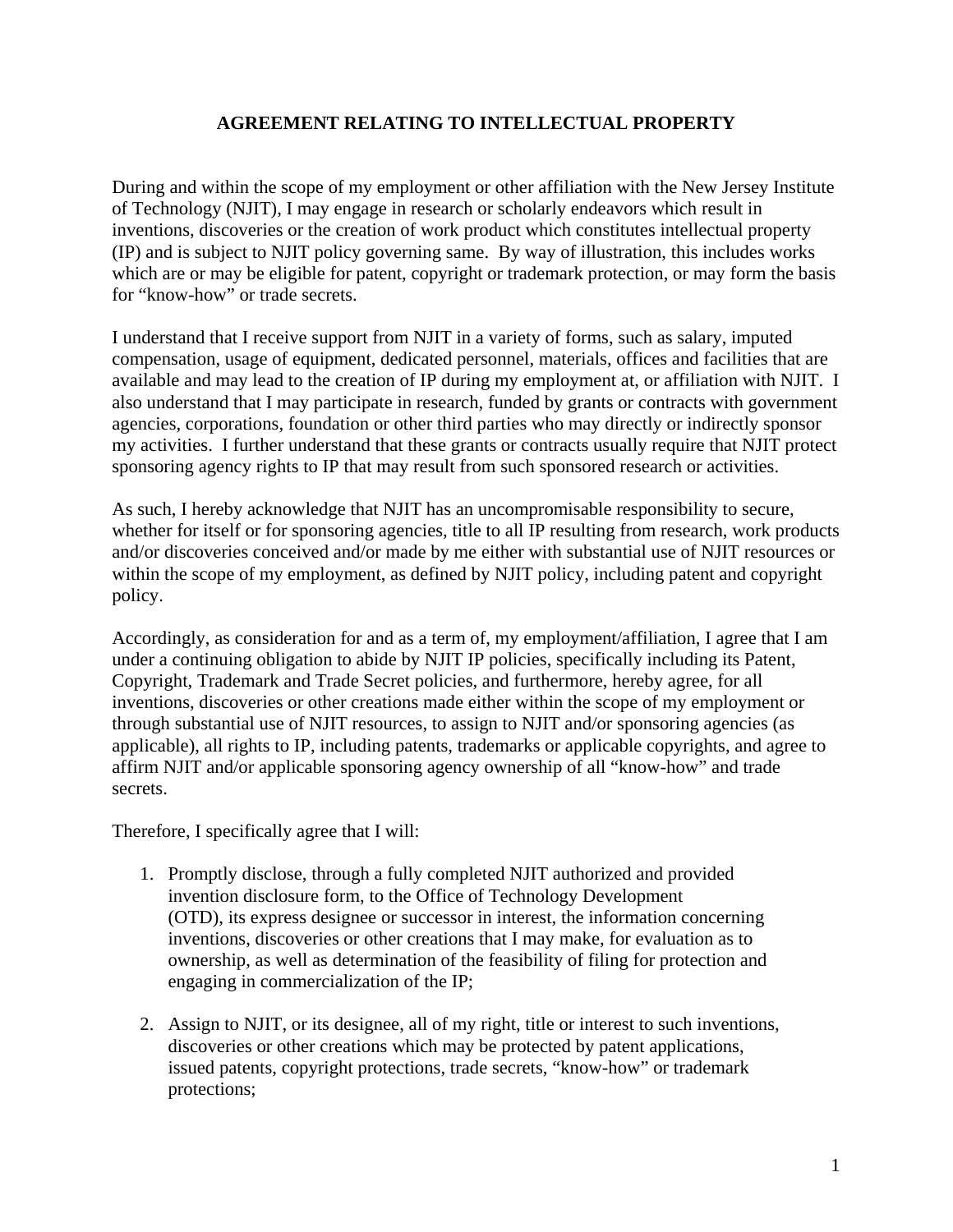# AGREEMENT RELATING TO INTELLECTUAL PROPERTY

During and within the scope of my employment or other affiliation with the New Jersey Institute of Technology (NJIT), I may engage in research or scholarly endeavors which result in inventions, discoveries or the creation of work product which constitutes intellectual property (IP) and is subject to NJIT policy governing same. By way of illustration, this includes works which are or may be eligible for patent, copyright or trademark protection, or may form the basis for "know-how" or trade secrets.

I understand that I receive support from NJIT in a variety of forms, such as salary, imputed compensation, usage of equipment, dedicated personnel, materials, offices and facilities that are available and may lead to the creation of IP during my employment at, or affiliation with NJIT. I also understand that I may participate in research, funded by grants or contracts with government agencies, corporations, foundation or other third parties who may directly or indirectly sponsor my activities. I further understand that these grants or contracts usually require that NJIT protect sponsoring agency rights to IP that may result from such sponsored research or activities.

As such, I hereby acknowledge that NJIT has an uncompromisable responsibility to secure, whether for itself or for sponsoring agencies, title to all IP resulting from research, work products and/or discoveries conceived and/or made by me either with substantial use of NJIT resources or within the scope of my employment, as defined by NJIT policy, including patent and copyright policy.

Accordingly, as consideration for and as a term of, my employment/affiliation, I agree that I am under a continuing obligation to abide by NJIT IP policies, specifically including its Patent, Copyright, Trademark and Trade Secret policies, and furthermore, hereby agree, for all inventions, discoveries or other creations made either within the scope of my employment or through substantial use of NJIT resources, to assign to NJIT and/or sponsoring agencies (as applicable), all rights to IP, including patents, trademarks or applicable copyrights, and agree to affirm NJIT and/or applicable sponsoring agency ownership of all "know-how" and trade secrets.

Therefore, I specifically agree that I will:

1. Promptly disclose, through a fully completed NJIT authorized and provided invention disclosure form, to the Office of Technology Development (OTD), its express designee or successor in interest, the information concerning inventions, discoveries or other creations that I may make, for evaluation as to ownership, as well as determination of the feasibility of filing for protection and engaging in commercialization of the IP;

2. Assign to NJIT, or its designee, all of my right, title or interest to such inventions, discoveries or other creations which may be protected by patent applications, issued patents, copyright protections, trade secrets, "know-how" or trademark protections;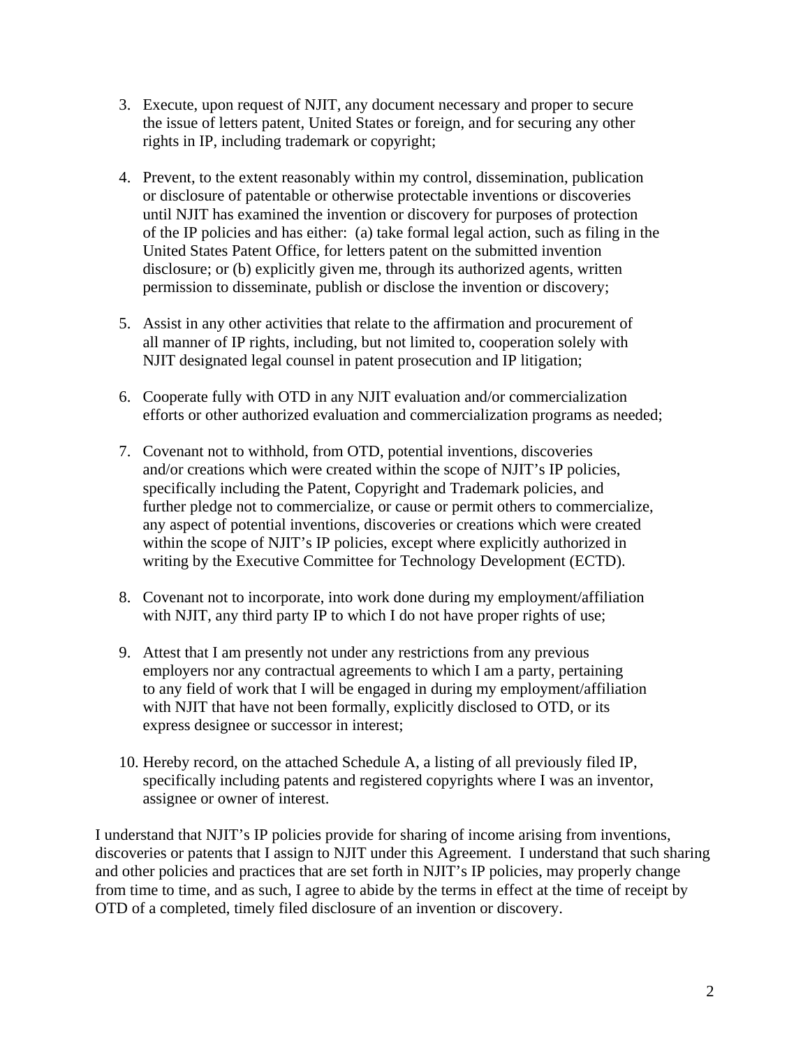3. Execute, upon request of NJIT, any document necessary and proper to secure the issue of letters patent, United States or foreign, and for securing any other rights in IP, including trademark or copyright;

4. Prevent, to the extent reasonably within my control, dissemination, publication or disclosure of patentable or otherwise protectable inventions or discoveries until NJIT has examined the invention or discovery for purposes of protection of the IP policies and has either: (a) take formal legal action, such as filing in the United States Patent Office, for letters patent on the submitted invention disclosure; or (b) explicitly given me, through its authorized agents, written permission to disseminate, publish or disclose the invention or discovery;

5. Assist in any other activities that relate to the affirmation and procurement of all manner of IP rights, including, but not limited to, cooperation solely with NJIT designated legal counsel in patent prosecution and IP litigation;

6. Cooperate fully with OTD in any NJIT evaluation and/or commercialization efforts or other authorized evaluation and commercialization programs as needed;

7. Covenant not to withhold, from OTD, potential inventions, discoveries and/or creations which were created within the scope of NJIT's IP policies, specifically including the Patent, Copyright and Trademark policies, and further pledge not to commercialize, or cause or permit others to commercialize, any aspect of potential inventions, discoveries or creations which were created within the scope of NJIT's IP policies, except where explicitly authorized in writing by the Executive Committee for Technology Development (ECTD).

8. Covenant not to incorporate, into work done during my employment/affiliation with NJIT, any third party IP to which I do not have proper rights of use;

9. Attest that I am presently not under any restrictions from any previous employers nor any contractual agreements to which I am a party, pertaining to any field of work that I will be engaged in during my employment/affiliation with NJIT that have not been formally, explicitly disclosed to OTD, or its express designee or successor in interest;

10. Hereby record, on the attached Schedule A, a listing of all previously filed IP, specifically including patents and registered copyrights where I was an inventor, assignee or owner of interest.

I understand that NJIT's IP policies provide for sharing of income arising from inventions, discoveries or patents that I assign to NJIT under this Agreement. I understand that such sharing and other policies and practices that are set forth in NJIT's IP policies, may properly change from time to time, and as such, I agree to abide by the terms in effect at the time of receipt by OTD of a completed, timely filed disclosure of an invention or discovery.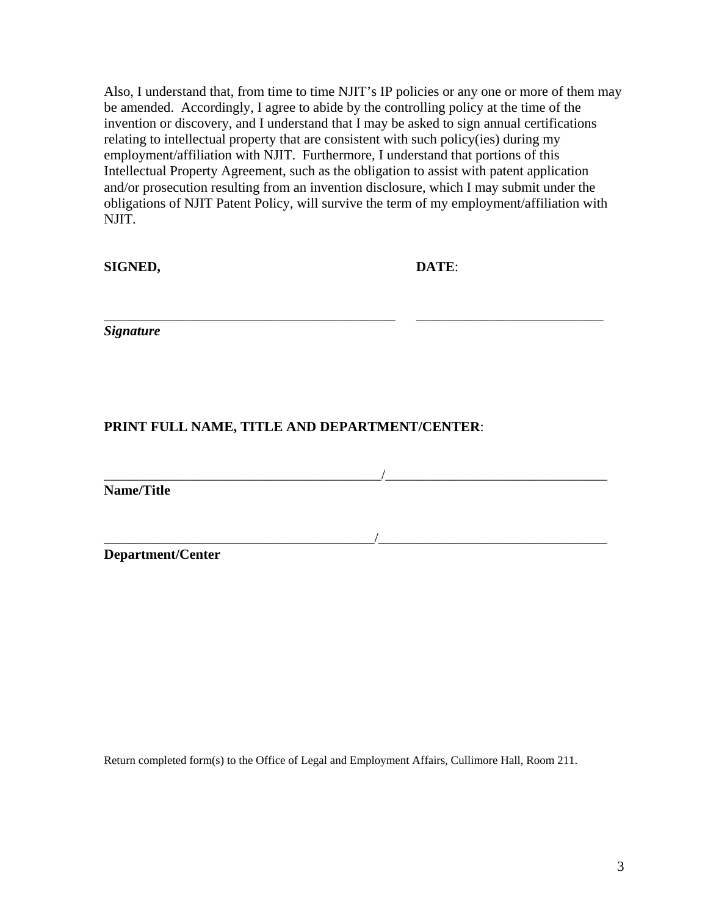Also, I understand that, from time to time NJIT's IP policies or any one or more of them may be amended. Accordingly, I agree to abide by the controlling policy at the time of the invention or discovery, and I understand that I may be asked to sign annual certifications relating to intellectual property that are consistent with such policy(ies) during my employment/affiliation with NJIT. Furthermore, I understand that portions of this Intellectual Property Agreement, such as the obligation to assist with patent application and/or prosecution resulting from an invention disclosure, which I may submit under the obligations of NJIT Patent Policy, will survive the term of my employment/affiliation with NJIT.

**SIGNED,** **DATE**:

\_\_\_\_\_\_\_\_\_\_\_\_\_\_\_\_\_\_\_\_\_\_\_\_\_\_\_\_\_\_\_\_\_\_\_\_\_\_\_\_\_\_\_ \_\_\_\_\_\_\_\_\_\_\_\_\_\_\_\_\_\_\_\_\_\_\_\_\_\_\_\_

***Signature***

**PRINT FULL NAME, TITLE AND DEPARTMENT/CENTER**:

\_\_\_\_\_\_\_\_\_\_\_\_\_\_\_\_\_\_\_\_\_\_\_\_\_\_\_\_\_\_\_\_\_\_\_\_\_\_\_\_\_/\_\_\_\_\_\_\_\_\_\_\_\_\_\_\_\_\_\_\_\_\_\_\_\_\_\_\_\_\_\_\_\_\_\_

**Name/Title**

\_\_\_\_\_\_\_\_\_\_\_\_\_\_\_\_\_\_\_\_\_\_\_\_\_\_\_\_\_\_\_\_\_\_\_\_\_\_\_\_\_/\_\_\_\_\_\_\_\_\_\_\_\_\_\_\_\_\_\_\_\_\_\_\_\_\_\_\_\_\_\_\_\_\_\_

**Department/Center**

Return completed form(s) to the Office of Legal and Employment Affairs, Cullimore Hall, Room 211.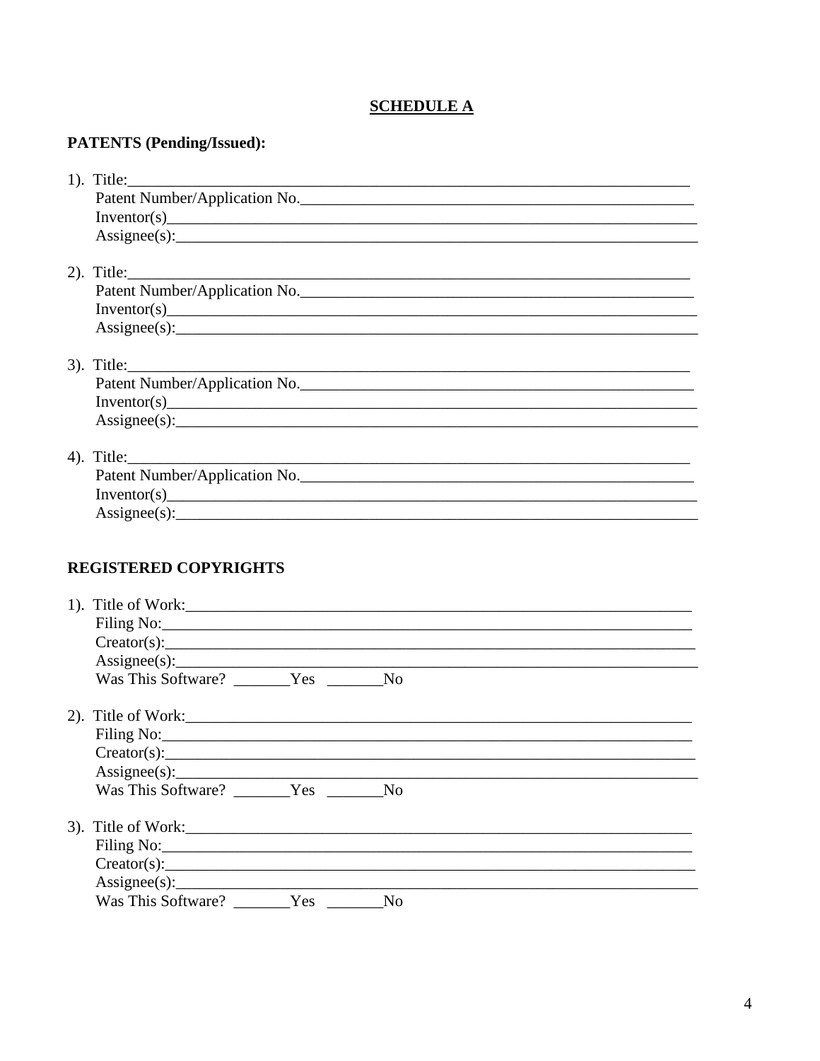**SCHEDULE A**

**PATENTS (Pending/Issued):**

1). Title:___________________________________________________________________________
Patent Number/Application No.___________________________________________________
Inventor(s)__________________________________________________________________
Assignee(s):_________________________________________________________________

2). Title:___________________________________________________________________________
Patent Number/Application No.___________________________________________________
Inventor(s)__________________________________________________________________
Assignee(s):_________________________________________________________________

3). Title:___________________________________________________________________________
Patent Number/Application No.___________________________________________________
Inventor(s)__________________________________________________________________
Assignee(s):_________________________________________________________________

4). Title:___________________________________________________________________________
Patent Number/Application No.___________________________________________________
Inventor(s)__________________________________________________________________
Assignee(s):_________________________________________________________________

**REGISTERED COPYRIGHTS**

1). Title of Work:_____________________________________________________________
Filing No:___________________________________________________________________
Creator(s):__________________________________________________________________
Assignee(s):_________________________________________________________________
Was This Software? _______Yes _______No

2). Title of Work:_____________________________________________________________
Filing No:___________________________________________________________________
Creator(s):__________________________________________________________________
Assignee(s):_________________________________________________________________
Was This Software? _______Yes _______No

3). Title of Work:_____________________________________________________________
Filing No:___________________________________________________________________
Creator(s):__________________________________________________________________
Assignee(s):_________________________________________________________________
Was This Software? _______Yes _______No